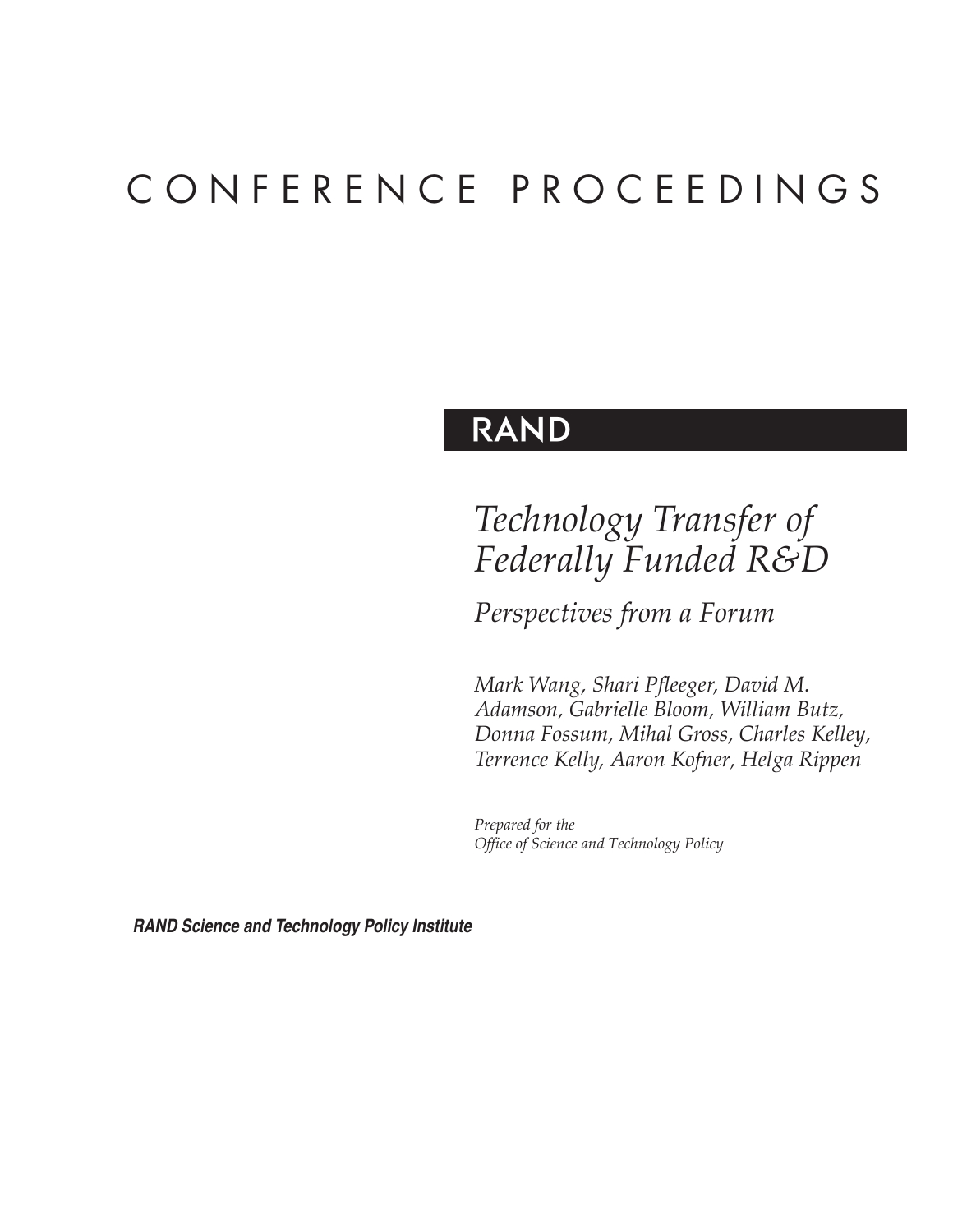CONFERENCE PROCEEDINGS

RAND

# *Technology Transfer of Federally Funded R&D*

## *Perspectives from a Forum*

*Mark Wang, Shari Pfleeger, David M. Adamson, Gabrielle Bloom, William Butz, Donna Fossum, Mihal Gross, Charles Kelley, Terrence Kelly, Aaron Kofner, Helga Rippen*

*Prepared for the Office of Science and Technology Policy*

**RAND Science and Technology Policy Institute**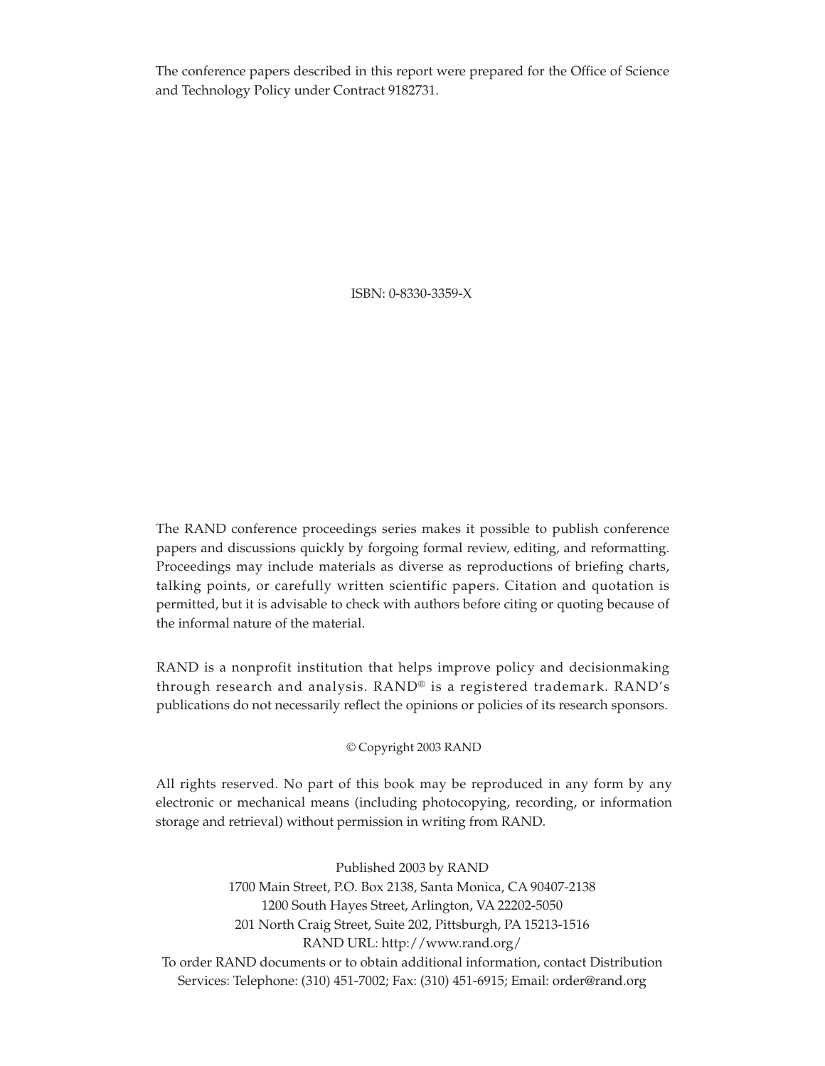The conference papers described in this report were prepared for the Office of Science and Technology Policy under Contract 9182731.

ISBN: 0-8330-3359-X

The RAND conference proceedings series makes it possible to publish conference papers and discussions quickly by forgoing formal review, editing, and reformatting. Proceedings may include materials as diverse as reproductions of briefing charts, talking points, or carefully written scientific papers. Citation and quotation is permitted, but it is advisable to check with authors before citing or quoting because of the informal nature of the material.

RAND is a nonprofit institution that helps improve policy and decisionmaking through research and analysis. RAND® is a registered trademark. RAND's publications do not necessarily reflect the opinions or policies of its research sponsors.

© Copyright 2003 RAND

All rights reserved. No part of this book may be reproduced in any form by any electronic or mechanical means (including photocopying, recording, or information storage and retrieval) without permission in writing from RAND.

Published 2003 by RAND
1700 Main Street, P.O. Box 2138, Santa Monica, CA 90407-2138
1200 South Hayes Street, Arlington, VA 22202-5050
201 North Craig Street, Suite 202, Pittsburgh, PA 15213-1516
RAND URL: http://www.rand.org/
To order RAND documents or to obtain additional information, contact Distribution Services: Telephone: (310) 451-7002; Fax: (310) 451-6915; Email: order@rand.org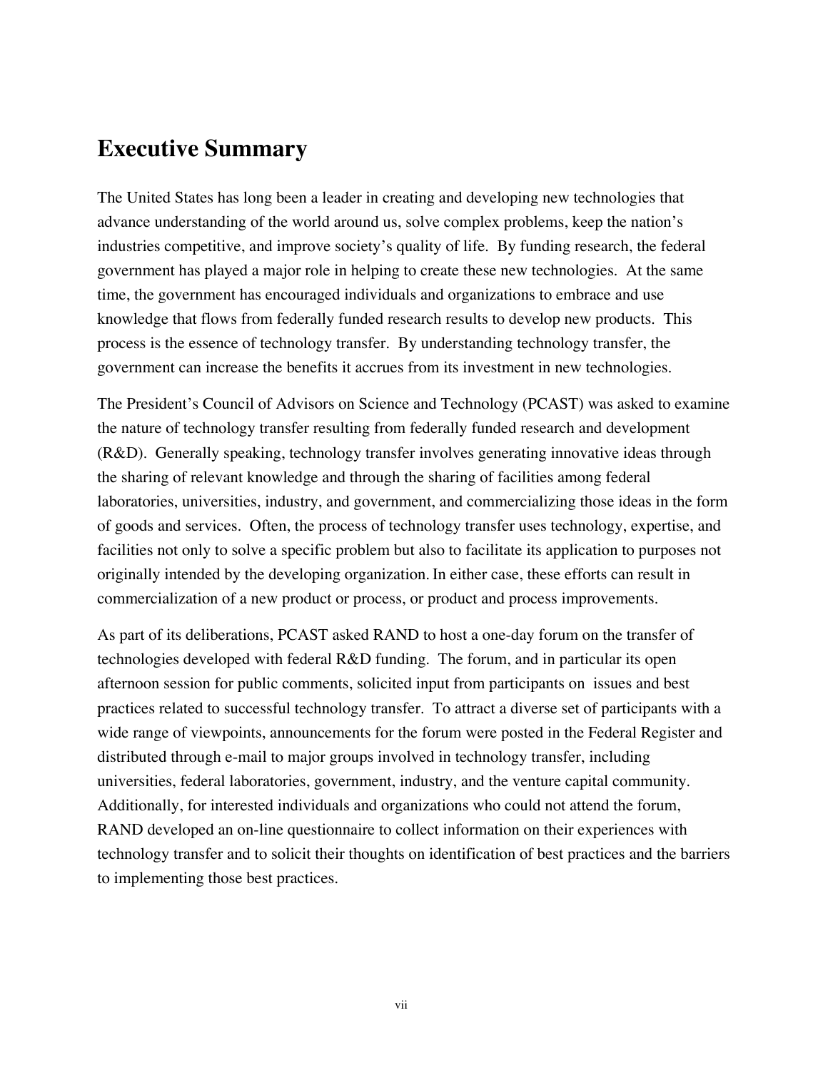# Executive Summary

The United States has long been a leader in creating and developing new technologies that advance understanding of the world around us, solve complex problems, keep the nation's industries competitive, and improve society's quality of life. By funding research, the federal government has played a major role in helping to create these new technologies. At the same time, the government has encouraged individuals and organizations to embrace and use knowledge that flows from federally funded research results to develop new products. This process is the essence of technology transfer. By understanding technology transfer, the government can increase the benefits it accrues from its investment in new technologies.

The President's Council of Advisors on Science and Technology (PCAST) was asked to examine the nature of technology transfer resulting from federally funded research and development (R&D). Generally speaking, technology transfer involves generating innovative ideas through the sharing of relevant knowledge and through the sharing of facilities among federal laboratories, universities, industry, and government, and commercializing those ideas in the form of goods and services. Often, the process of technology transfer uses technology, expertise, and facilities not only to solve a specific problem but also to facilitate its application to purposes not originally intended by the developing organization. In either case, these efforts can result in commercialization of a new product or process, or product and process improvements.

As part of its deliberations, PCAST asked RAND to host a one-day forum on the transfer of technologies developed with federal R&D funding. The forum, and in particular its open afternoon session for public comments, solicited input from participants on issues and best practices related to successful technology transfer. To attract a diverse set of participants with a wide range of viewpoints, announcements for the forum were posted in the Federal Register and distributed through e-mail to major groups involved in technology transfer, including universities, federal laboratories, government, industry, and the venture capital community. Additionally, for interested individuals and organizations who could not attend the forum, RAND developed an on-line questionnaire to collect information on their experiences with technology transfer and to solicit their thoughts on identification of best practices and the barriers to implementing those best practices.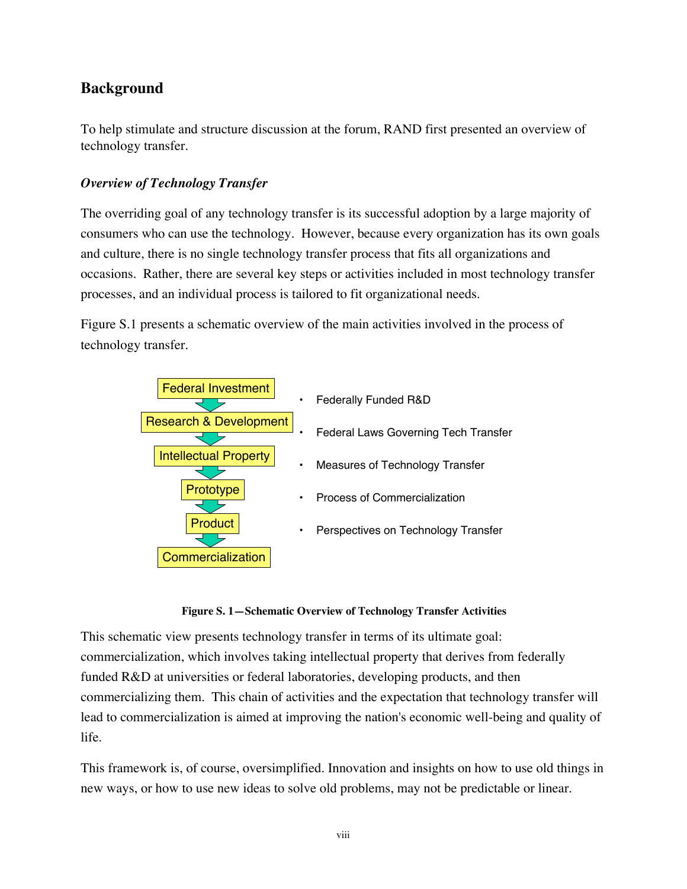## Background

To help stimulate and structure discussion at the forum, RAND first presented an overview of technology transfer.

### *Overview of Technology Transfer*

The overriding goal of any technology transfer is its successful adoption by a large majority of consumers who can use the technology. However, because every organization has its own goals and culture, there is no single technology transfer process that fits all organizations and occasions. Rather, there are several key steps or activities included in most technology transfer processes, and an individual process is tailored to fit organizational needs.

Figure S.1 presents a schematic overview of the main activities involved in the process of technology transfer.

Federal Investment → Research & Development → Intellectual Property → Prototype → Product → Commercialization

- Federally Funded R&D
- Federal Laws Governing Tech Transfer
- Measures of Technology Transfer
- Process of Commercialization
- Perspectives on Technology Transfer

**Figure S. 1—Schematic Overview of Technology Transfer Activities**

This schematic view presents technology transfer in terms of its ultimate goal: commercialization, which involves taking intellectual property that derives from federally funded R&D at universities or federal laboratories, developing products, and then commercializing them. This chain of activities and the expectation that technology transfer will lead to commercialization is aimed at improving the nation's economic well-being and quality of life.

This framework is, of course, oversimplified. Innovation and insights on how to use old things in new ways, or how to use new ideas to solve old problems, may not be predictable or linear.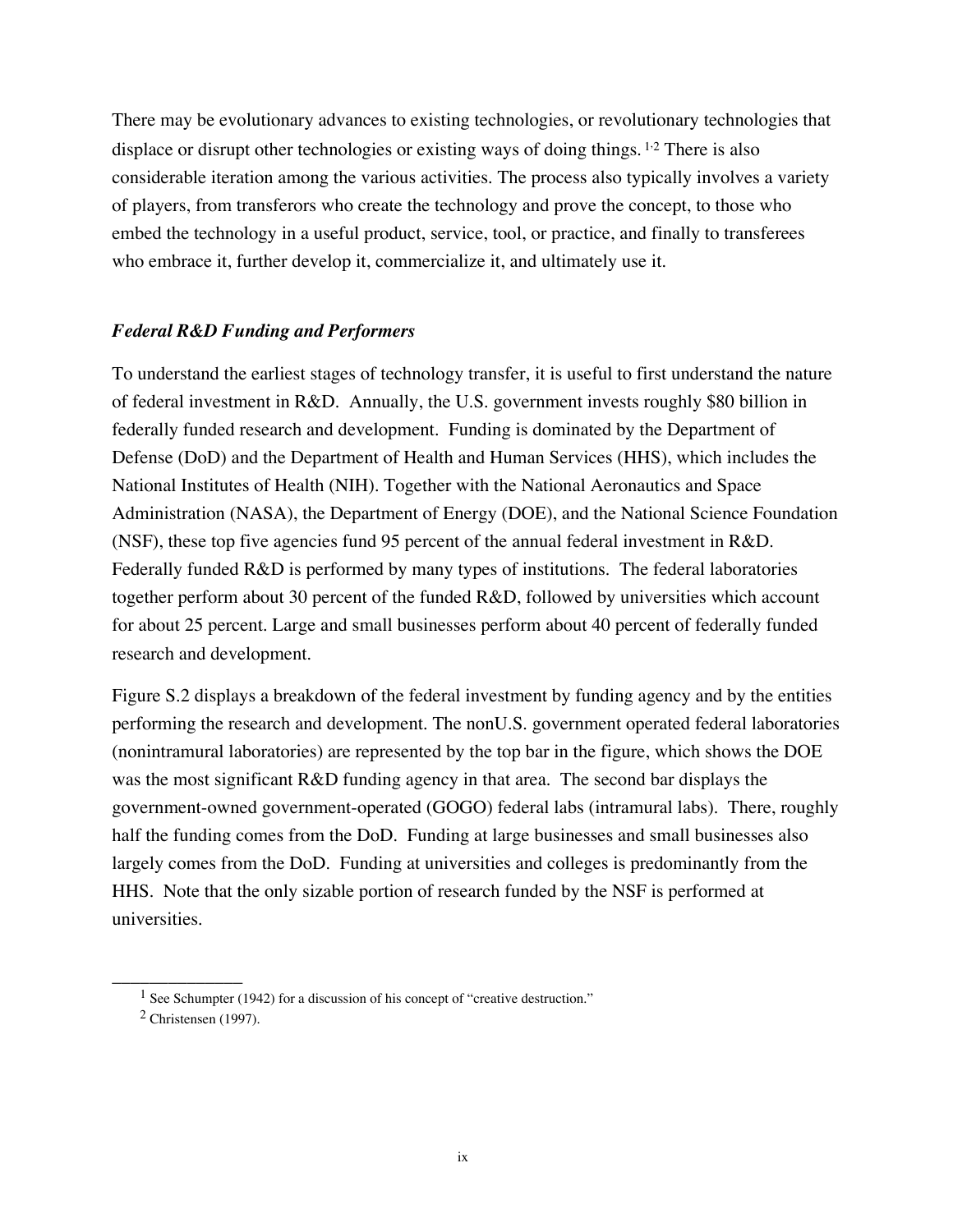There may be evolutionary advances to existing technologies, or revolutionary technologies that displace or disrupt other technologies or existing ways of doing things.[1,2] There is also considerable iteration among the various activities. The process also typically involves a variety of players, from transferors who create the technology and prove the concept, to those who embed the technology in a useful product, service, tool, or practice, and finally to transferees who embrace it, further develop it, commercialize it, and ultimately use it.

### *Federal R&D Funding and Performers*

To understand the earliest stages of technology transfer, it is useful to first understand the nature of federal investment in R&D. Annually, the U.S. government invests roughly $80 billion in federally funded research and development. Funding is dominated by the Department of Defense (DoD) and the Department of Health and Human Services (HHS), which includes the National Institutes of Health (NIH). Together with the National Aeronautics and Space Administration (NASA), the Department of Energy (DOE), and the National Science Foundation (NSF), these top five agencies fund 95 percent of the annual federal investment in R&D. Federally funded R&D is performed by many types of institutions. The federal laboratories together perform about 30 percent of the funded R&D, followed by universities which account for about 25 percent. Large and small businesses perform about 40 percent of federally funded research and development.

Figure S.2 displays a breakdown of the federal investment by funding agency and by the entities performing the research and development. The nonU.S. government operated federal laboratories (nonintramural laboratories) are represented by the top bar in the figure, which shows the DOE was the most significant R&D funding agency in that area. The second bar displays the government-owned government-operated (GOGO) federal labs (intramural labs). There, roughly half the funding comes from the DoD. Funding at large businesses and small businesses also largely comes from the DoD. Funding at universities and colleges is predominantly from the HHS. Note that the only sizable portion of research funded by the NSF is performed at universities.

---

[1] See Schumpter (1942) for a discussion of his concept of "creative destruction."

[2] Christensen (1997).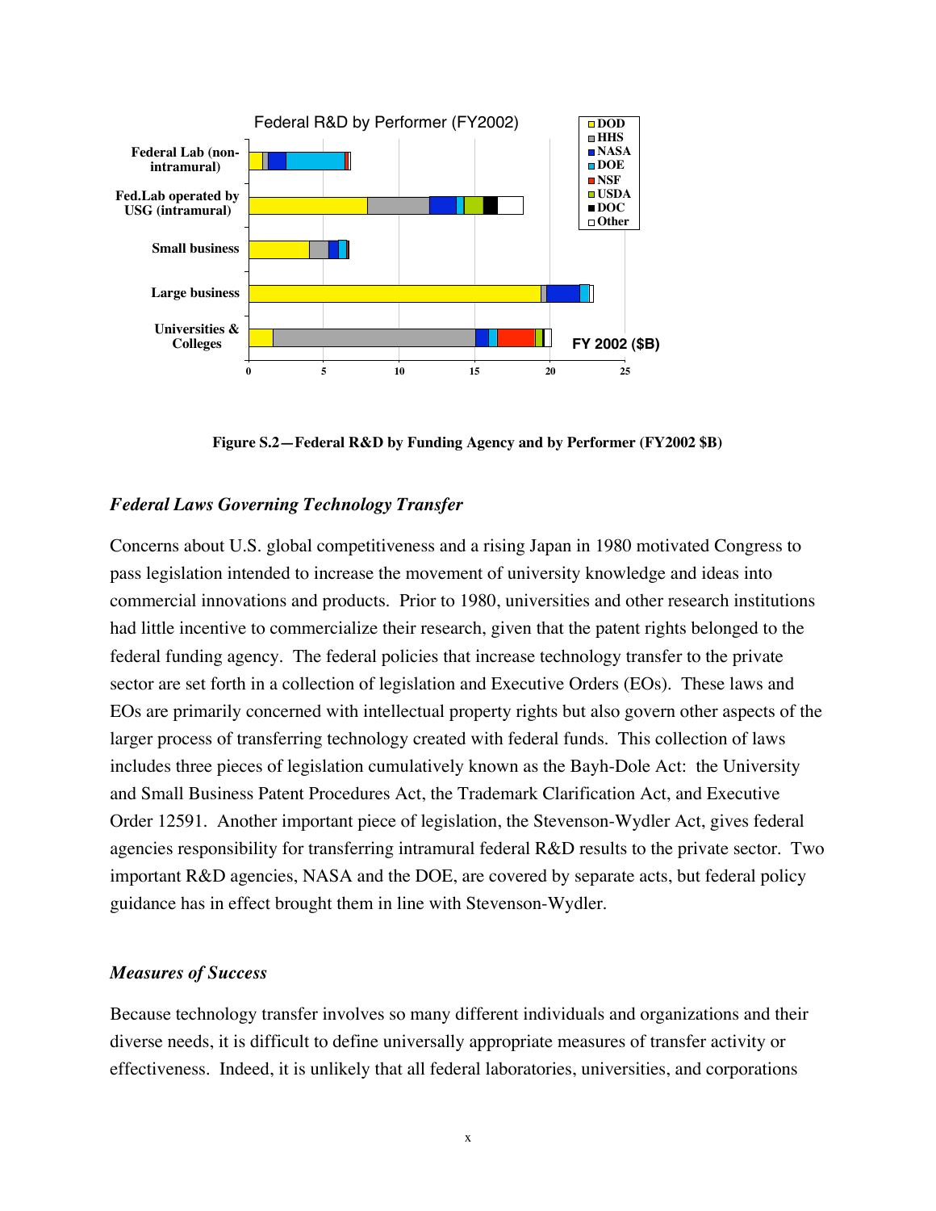Figure S.2—Federal R&D by Funding Agency and by Performer (FY2002 $B)

### *Federal Laws Governing Technology Transfer*

Concerns about U.S. global competitiveness and a rising Japan in 1980 motivated Congress to pass legislation intended to increase the movement of university knowledge and ideas into commercial innovations and products. Prior to 1980, universities and other research institutions had little incentive to commercialize their research, given that the patent rights belonged to the federal funding agency. The federal policies that increase technology transfer to the private sector are set forth in a collection of legislation and Executive Orders (EOs). These laws and EOs are primarily concerned with intellectual property rights but also govern other aspects of the larger process of transferring technology created with federal funds. This collection of laws includes three pieces of legislation cumulatively known as the Bayh-Dole Act: the University and Small Business Patent Procedures Act, the Trademark Clarification Act, and Executive Order 12591. Another important piece of legislation, the Stevenson-Wydler Act, gives federal agencies responsibility for transferring intramural federal R&D results to the private sector. Two important R&D agencies, NASA and the DOE, are covered by separate acts, but federal policy guidance has in effect brought them in line with Stevenson-Wydler.

### *Measures of Success*

Because technology transfer involves so many different individuals and organizations and their diverse needs, it is difficult to define universally appropriate measures of transfer activity or effectiveness. Indeed, it is unlikely that all federal laboratories, universities, and corporations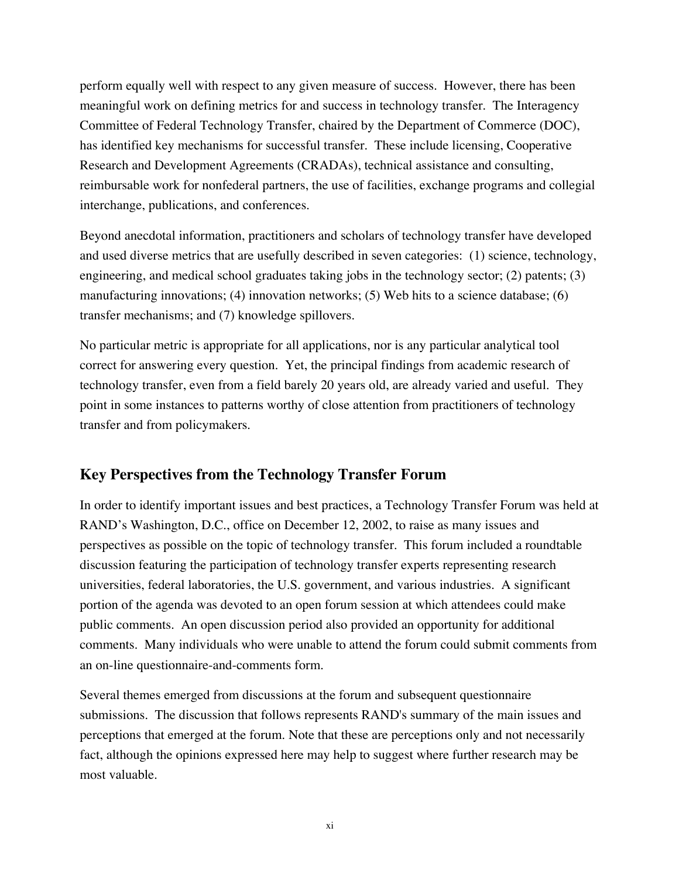perform equally well with respect to any given measure of success. However, there has been meaningful work on defining metrics for and success in technology transfer. The Interagency Committee of Federal Technology Transfer, chaired by the Department of Commerce (DOC), has identified key mechanisms for successful transfer. These include licensing, Cooperative Research and Development Agreements (CRADAs), technical assistance and consulting, reimbursable work for nonfederal partners, the use of facilities, exchange programs and collegial interchange, publications, and conferences.

Beyond anecdotal information, practitioners and scholars of technology transfer have developed and used diverse metrics that are usefully described in seven categories: (1) science, technology, engineering, and medical school graduates taking jobs in the technology sector; (2) patents; (3) manufacturing innovations; (4) innovation networks; (5) Web hits to a science database; (6) transfer mechanisms; and (7) knowledge spillovers.

No particular metric is appropriate for all applications, nor is any particular analytical tool correct for answering every question. Yet, the principal findings from academic research of technology transfer, even from a field barely 20 years old, are already varied and useful. They point in some instances to patterns worthy of close attention from practitioners of technology transfer and from policymakers.

## Key Perspectives from the Technology Transfer Forum

In order to identify important issues and best practices, a Technology Transfer Forum was held at RAND's Washington, D.C., office on December 12, 2002, to raise as many issues and perspectives as possible on the topic of technology transfer. This forum included a roundtable discussion featuring the participation of technology transfer experts representing research universities, federal laboratories, the U.S. government, and various industries. A significant portion of the agenda was devoted to an open forum session at which attendees could make public comments. An open discussion period also provided an opportunity for additional comments. Many individuals who were unable to attend the forum could submit comments from an on-line questionnaire-and-comments form.

Several themes emerged from discussions at the forum and subsequent questionnaire submissions. The discussion that follows represents RAND's summary of the main issues and perceptions that emerged at the forum. Note that these are perceptions only and not necessarily fact, although the opinions expressed here may help to suggest where further research may be most valuable.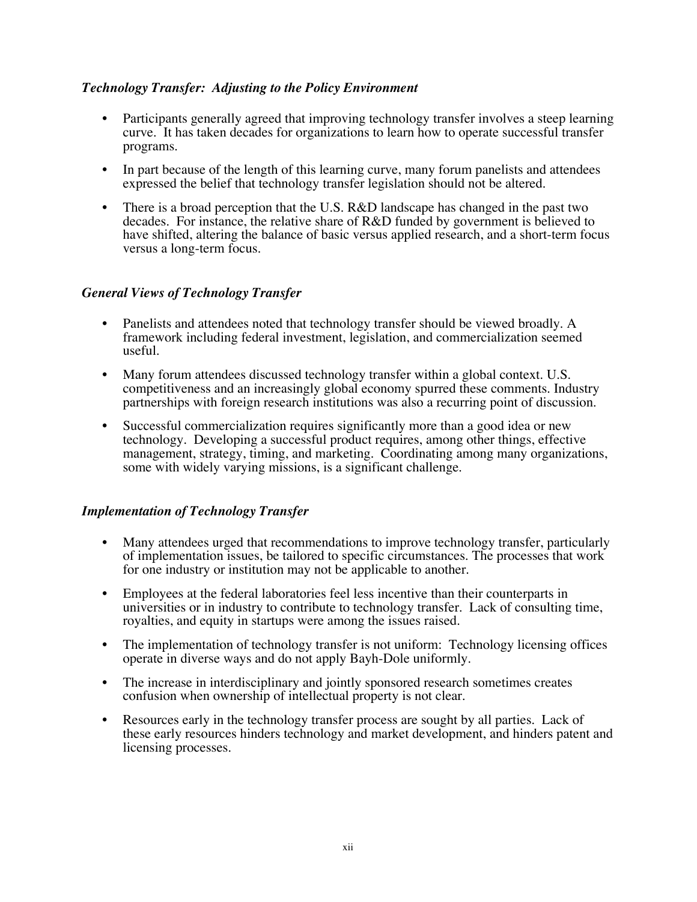### *Technology Transfer: Adjusting to the Policy Environment*

- Participants generally agreed that improving technology transfer involves a steep learning curve. It has taken decades for organizations to learn how to operate successful transfer programs.
- In part because of the length of this learning curve, many forum panelists and attendees expressed the belief that technology transfer legislation should not be altered.
- There is a broad perception that the U.S. R&D landscape has changed in the past two decades. For instance, the relative share of R&D funded by government is believed to have shifted, altering the balance of basic versus applied research, and a short-term focus versus a long-term focus.

### *General Views of Technology Transfer*

- Panelists and attendees noted that technology transfer should be viewed broadly. A framework including federal investment, legislation, and commercialization seemed useful.
- Many forum attendees discussed technology transfer within a global context. U.S. competitiveness and an increasingly global economy spurred these comments. Industry partnerships with foreign research institutions was also a recurring point of discussion.
- Successful commercialization requires significantly more than a good idea or new technology. Developing a successful product requires, among other things, effective management, strategy, timing, and marketing. Coordinating among many organizations, some with widely varying missions, is a significant challenge.

### *Implementation of Technology Transfer*

- Many attendees urged that recommendations to improve technology transfer, particularly of implementation issues, be tailored to specific circumstances. The processes that work for one industry or institution may not be applicable to another.
- Employees at the federal laboratories feel less incentive than their counterparts in universities or in industry to contribute to technology transfer. Lack of consulting time, royalties, and equity in startups were among the issues raised.
- The implementation of technology transfer is not uniform: Technology licensing offices operate in diverse ways and do not apply Bayh-Dole uniformly.
- The increase in interdisciplinary and jointly sponsored research sometimes creates confusion when ownership of intellectual property is not clear.
- Resources early in the technology transfer process are sought by all parties. Lack of these early resources hinders technology and market development, and hinders patent and licensing processes.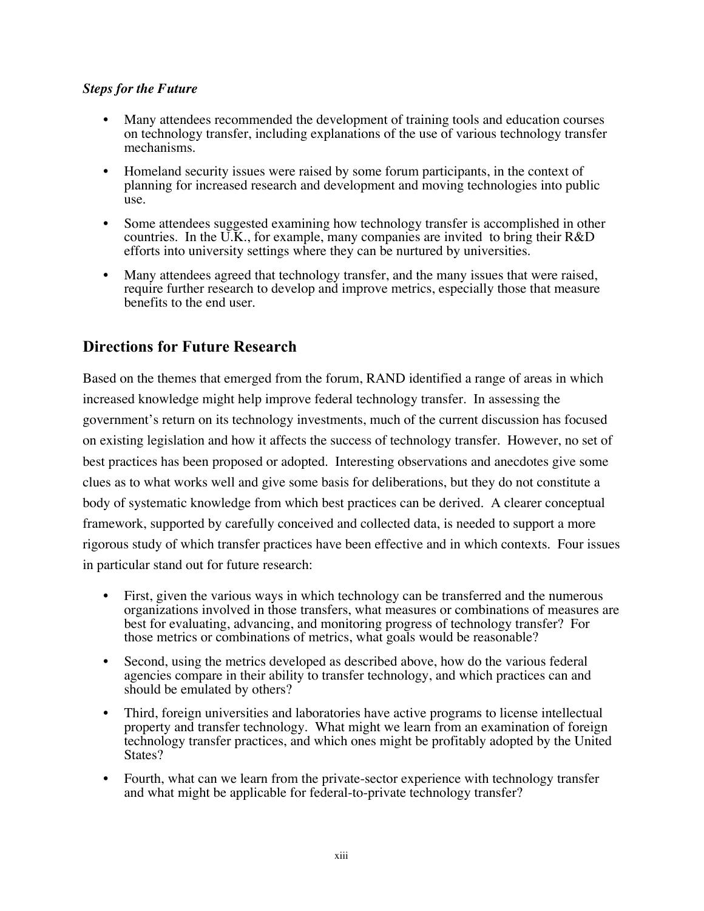***Steps for the Future***

- Many attendees recommended the development of training tools and education courses on technology transfer, including explanations of the use of various technology transfer mechanisms.
- Homeland security issues were raised by some forum participants, in the context of planning for increased research and development and moving technologies into public use.
- Some attendees suggested examining how technology transfer is accomplished in other countries. In the U.K., for example, many companies are invited to bring their R&D efforts into university settings where they can be nurtured by universities.
- Many attendees agreed that technology transfer, and the many issues that were raised, require further research to develop and improve metrics, especially those that measure benefits to the end user.

## Directions for Future Research

Based on the themes that emerged from the forum, RAND identified a range of areas in which increased knowledge might help improve federal technology transfer. In assessing the government's return on its technology investments, much of the current discussion has focused on existing legislation and how it affects the success of technology transfer. However, no set of best practices has been proposed or adopted. Interesting observations and anecdotes give some clues as to what works well and give some basis for deliberations, but they do not constitute a body of systematic knowledge from which best practices can be derived. A clearer conceptual framework, supported by carefully conceived and collected data, is needed to support a more rigorous study of which transfer practices have been effective and in which contexts. Four issues in particular stand out for future research:

- First, given the various ways in which technology can be transferred and the numerous organizations involved in those transfers, what measures or combinations of measures are best for evaluating, advancing, and monitoring progress of technology transfer? For those metrics or combinations of metrics, what goals would be reasonable?
- Second, using the metrics developed as described above, how do the various federal agencies compare in their ability to transfer technology, and which practices can and should be emulated by others?
- Third, foreign universities and laboratories have active programs to license intellectual property and transfer technology. What might we learn from an examination of foreign technology transfer practices, and which ones might be profitably adopted by the United States?
- Fourth, what can we learn from the private-sector experience with technology transfer and what might be applicable for federal-to-private technology transfer?